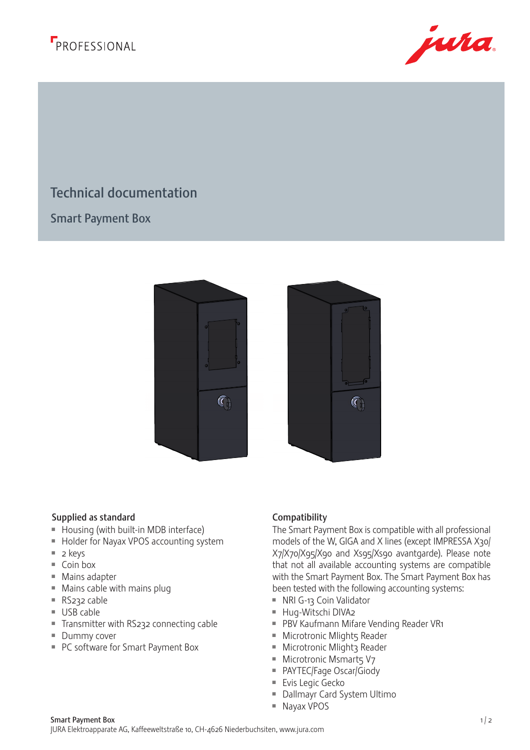PROFESSIONAL

# Technical documentation

## Smart Payment Box

### Supplied as standard

- Housing (with built-in MDB interface)
- Holder for Nayax VPOS accounting system
- 2 keys
- Coin box
- Mains adapter
- Mains cable with mains plug
- RS232 cable
- USB cable
- Transmitter with RS232 connecting cable
- Dummy cover
- PC software for Smart Payment Box

### Compatibility

The Smart Payment Box is compatible with all professional models of the W, GIGA and X lines (except IMPRESSA X30/X7/X70/X95/X90 and Xs95/Xs90 avantgarde). Please note that not all available accounting systems are compatible with the Smart Payment Box. The Smart Payment Box has been tested with the following accounting systems:

- NRI G-13 Coin Validator
- Hug-Witschi DIVA2
- PBV Kaufmann Mifare Vending Reader VR1
- Microtronic Mlight5 Reader
- Microtronic Mlight3 Reader
- Microtronic Msmart5 V7
- PAYTEC/Fage Oscar/Giody
- Evis Legic Gecko
- Dallmayr Card System Ultimo
- Nayax VPOS

**Smart Payment Box**
JURA Elektroapparate AG, Kaffeeweltstraße 10, CH-4626 Niederbuchsiten, www.jura.com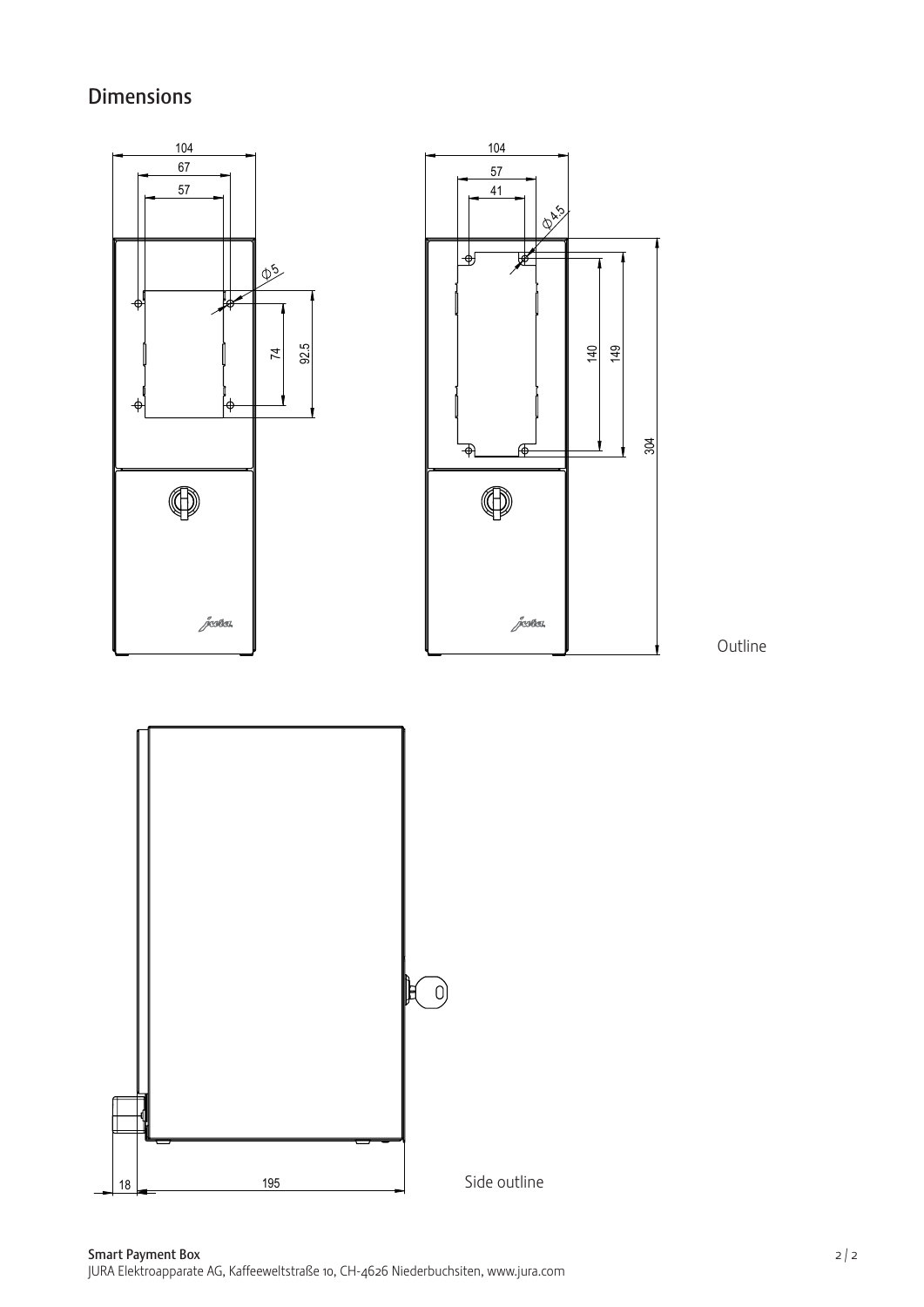## Dimensions

104
67
57
Ø5
74
92.5

104
57
41
Ø4.5
140
149
304

Outline

18
195

Side outline

**Smart Payment Box**
JURA Elektroapparate AG, Kaffeeweltstraße 10, CH-4626 Niederbuchsiten, www.jura.com